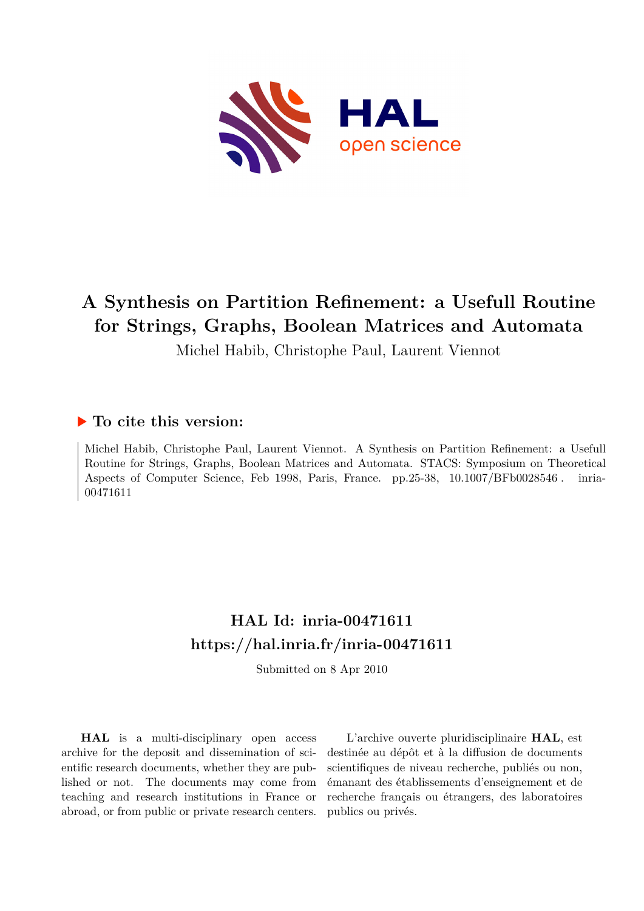# A Synthesis on Partition Refinement: a Usefull Routine for Strings, Graphs, Boolean Matrices and Automata

Michel Habib, Christophe Paul, Laurent Viennot

## To cite this version:

Michel Habib, Christophe Paul, Laurent Viennot. A Synthesis on Partition Refinement: a Usefull Routine for Strings, Graphs, Boolean Matrices and Automata. STACS: Symposium on Theoretical Aspects of Computer Science, Feb 1998, Paris, France. pp.25-38, 10.1007/BFb0028546 . inria-00471611

## HAL Id: inria-00471611

## https://hal.inria.fr/inria-00471611

Submitted on 8 Apr 2010

**HAL** is a multi-disciplinary open access archive for the deposit and dissemination of scientific research documents, whether they are published or not. The documents may come from teaching and research institutions in France or abroad, or from public or private research centers.

L'archive ouverte pluridisciplinaire **HAL**, est destinée au dépôt et à la diffusion de documents scientifiques de niveau recherche, publiés ou non, émanant des établissements d'enseignement et de recherche français ou étrangers, des laboratoires publics ou privés.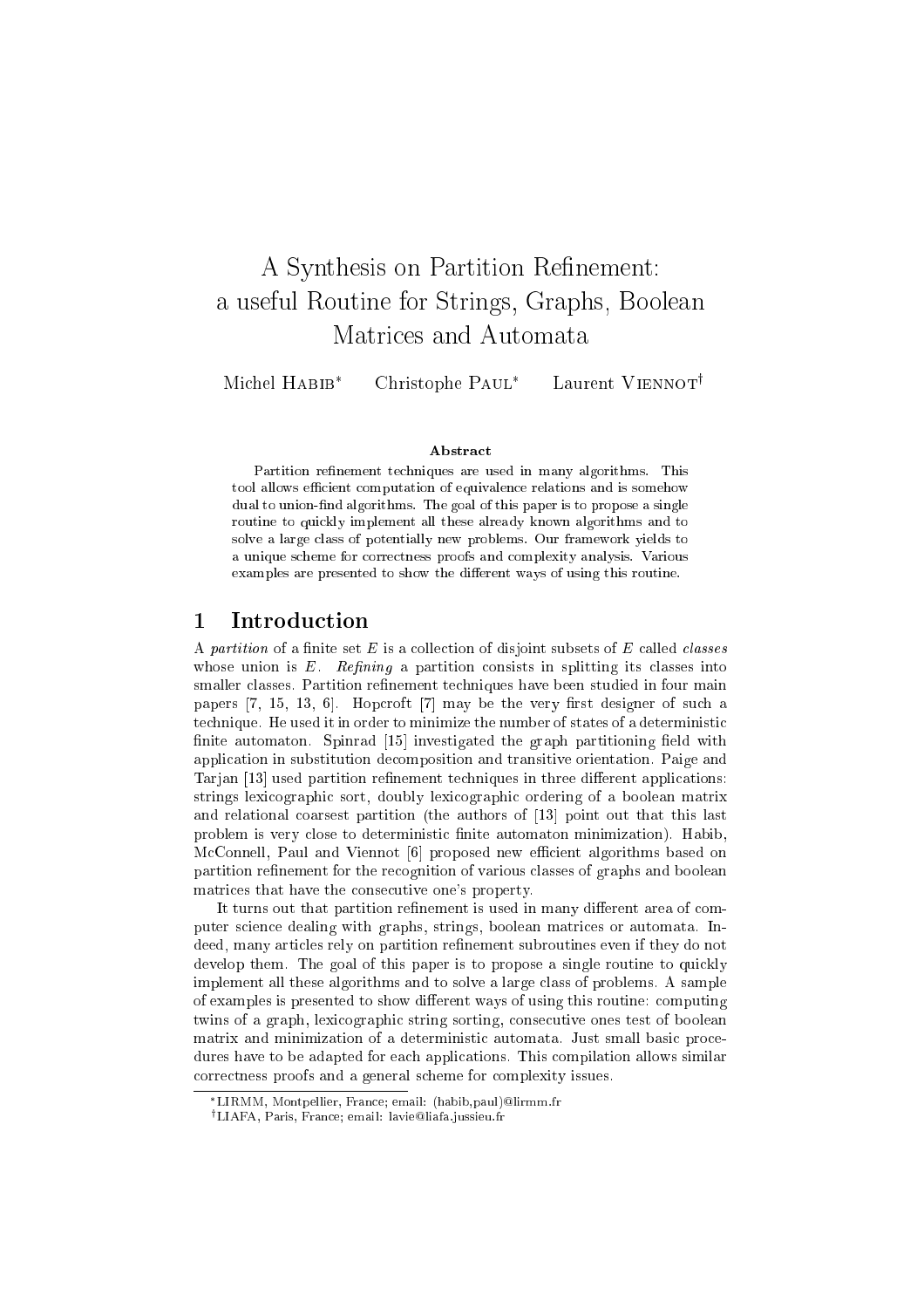# A Synthesis on Partition Refinement: a useful Routine for Strings, Graphs, Boolean Matrices and Automata

Michel Habib* Christophe Paul* Laurent Viennot†

### Abstract

Partition refinement techniques are used in many algorithms. This tool allows efficient computation of equivalence relations and is somehow dual to union-find algorithms. The goal of this paper is to propose a single routine to quickly implement all these already known algorithms and to solve a large class of potentially new problems. Our framework yields to a unique scheme for correctness proofs and complexity analysis. Various examples are presented to show the different ways of using this routine.

## 1 Introduction

A *partition* of a finite set $E$ is a collection of disjoint subsets of $E$ called *classes* whose union is $E$. *Refining* a partition consists in splitting its classes into smaller classes. Partition refinement techniques have been studied in four main papers [7, 15, 13, 6]. Hopcroft [7] may be the very first designer of such a technique. He used it in order to minimize the number of states of a deterministic finite automaton. Spinrad [15] investigated the graph partitioning field with application in substitution decomposition and transitive orientation. Paige and Tarjan [13] used partition refinement techniques in three different applications: strings lexicographic sort, doubly lexicographic ordering of a boolean matrix and relational coarsest partition (the authors of [13] point out that this last problem is very close to deterministic finite automaton minimization). Habib, McConnell, Paul and Viennot [6] proposed new efficient algorithms based on partition refinement for the recognition of various classes of graphs and boolean matrices that have the consecutive one's property.

It turns out that partition refinement is used in many different area of computer science dealing with graphs, strings, boolean matrices or automata. Indeed, many articles rely on partition refinement subroutines even if they do not develop them. The goal of this paper is to propose a single routine to quickly implement all these algorithms and to solve a large class of problems. A sample of examples is presented to show different ways of using this routine: computing twins of a graph, lexicographic string sorting, consecutive ones test of boolean matrix and minimization of a deterministic automata. Just small basic procedures have to be adapted for each applications. This compilation allows similar correctness proofs and a general scheme for complexity issues.

*LIRMM, Montpellier, France; email: (habib,paul)@lirmm.fr

†LIAFA, Paris, France; email: lavie@liafa.jussieu.fr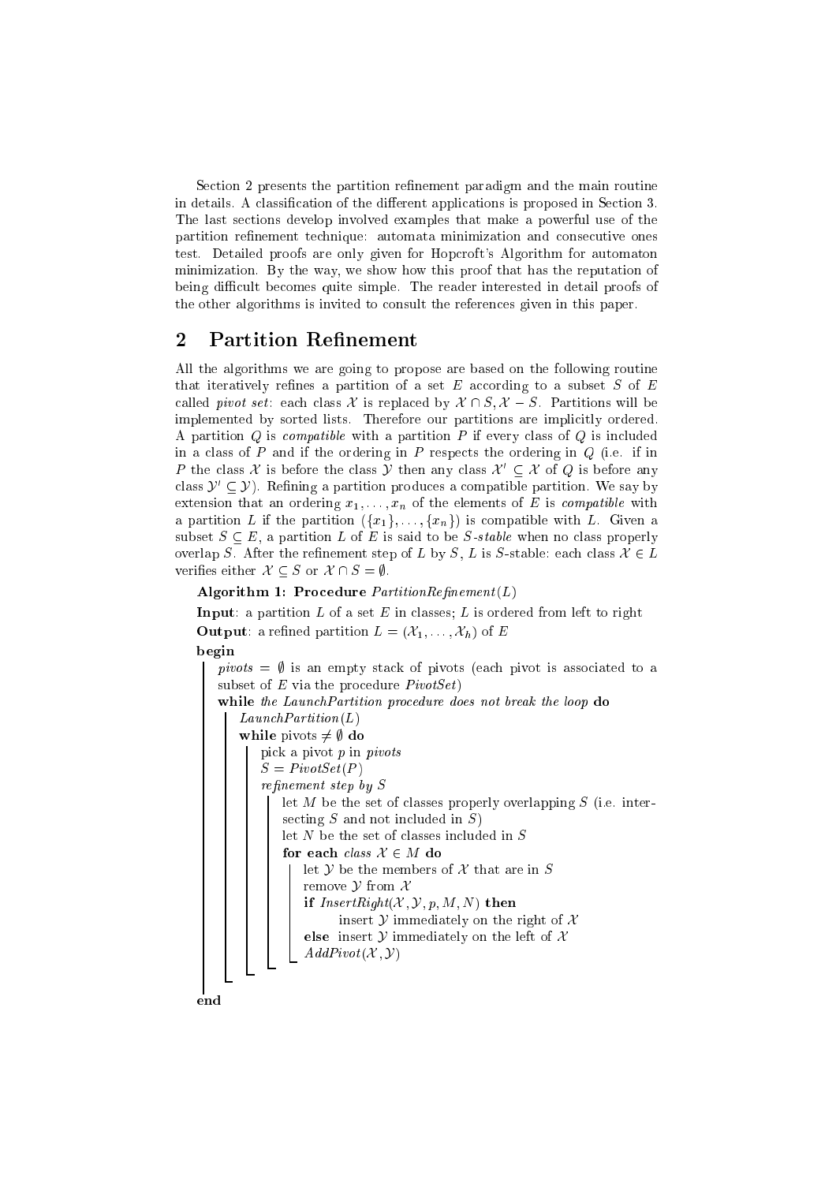Section 2 presents the partition refinement paradigm and the main routine in details. A classification of the different applications is proposed in Section 3. The last sections develop involved examples that make a powerful use of the partition refinement technique: automata minimization and consecutive ones test. Detailed proofs are only given for Hopcroft's Algorithm for automaton minimization. By the way, we show how this proof that has the reputation of being difficult becomes quite simple. The reader interested in detail proofs of the other algorithms is invited to consult the references given in this paper.

## 2 Partition Refinement

All the algorithms we are going to propose are based on the following routine that iteratively refines a partition of a set $E$ according to a subset $S$ of $E$ called *pivot set*: each class $\mathcal{X}$ is replaced by $\mathcal{X} \cap S, \mathcal{X} - S$. Partitions will be implemented by sorted lists. Therefore our partitions are implicitly ordered. A partition $Q$ is *compatible* with a partition $P$ if every class of $Q$ is included in a class of $P$ and if the ordering in $P$ respects the ordering in $Q$ (i.e. if in $P$ the class $\mathcal{X}$ is before the class $\mathcal{Y}$ then any class $\mathcal{X}' \subseteq \mathcal{X}$ of $Q$ is before any class $\mathcal{Y}' \subseteq \mathcal{Y}$). Refining a partition produces a compatible partition. We say by extension that an ordering $x_1, \ldots, x_n$ of the elements of $E$ is *compatible* with a partition $L$ if the partition $(\{x_1\}, \ldots, \{x_n\})$ is compatible with $L$. Given a subset $S \subseteq E$, a partition $L$ of $E$ is said to be $S$*-stable* when no class properly overlap $S$. After the refinement step of $L$ by $S$, $L$ is $S$-stable: each class $\mathcal{X} \in L$ verifies either $\mathcal{X} \subseteq S$ or $\mathcal{X} \cap S = \emptyset$.

```
Algorithm 1: Procedure PartitionRefinement(L)
Input: a partition L of a set E in classes; L is ordered from left to right
Output: a refined partition L = (X_1, ..., X_h) of E
begin
    pivots = ∅ is an empty stack of pivots (each pivot is associated to a
    subset of E via the procedure PivotSet)
    while the LaunchPartition procedure does not break the loop do
        LaunchPartition(L)
        while pivots ≠ ∅ do
            pick a pivot p in pivots
            S = PivotSet(P)
            refinement step by S
                let M be the set of classes properly overlapping S (i.e. inter-
                secting S and not included in S)
                let N be the set of classes included in S
                for each class X ∈ M do
                    let Y be the members of X that are in S
                    remove Y from X
                    if InsertRight(X, Y, p, M, N) then
                        insert Y immediately on the right of X
                    else insert Y immediately on the left of X
                    AddPivot(X, Y)
end
```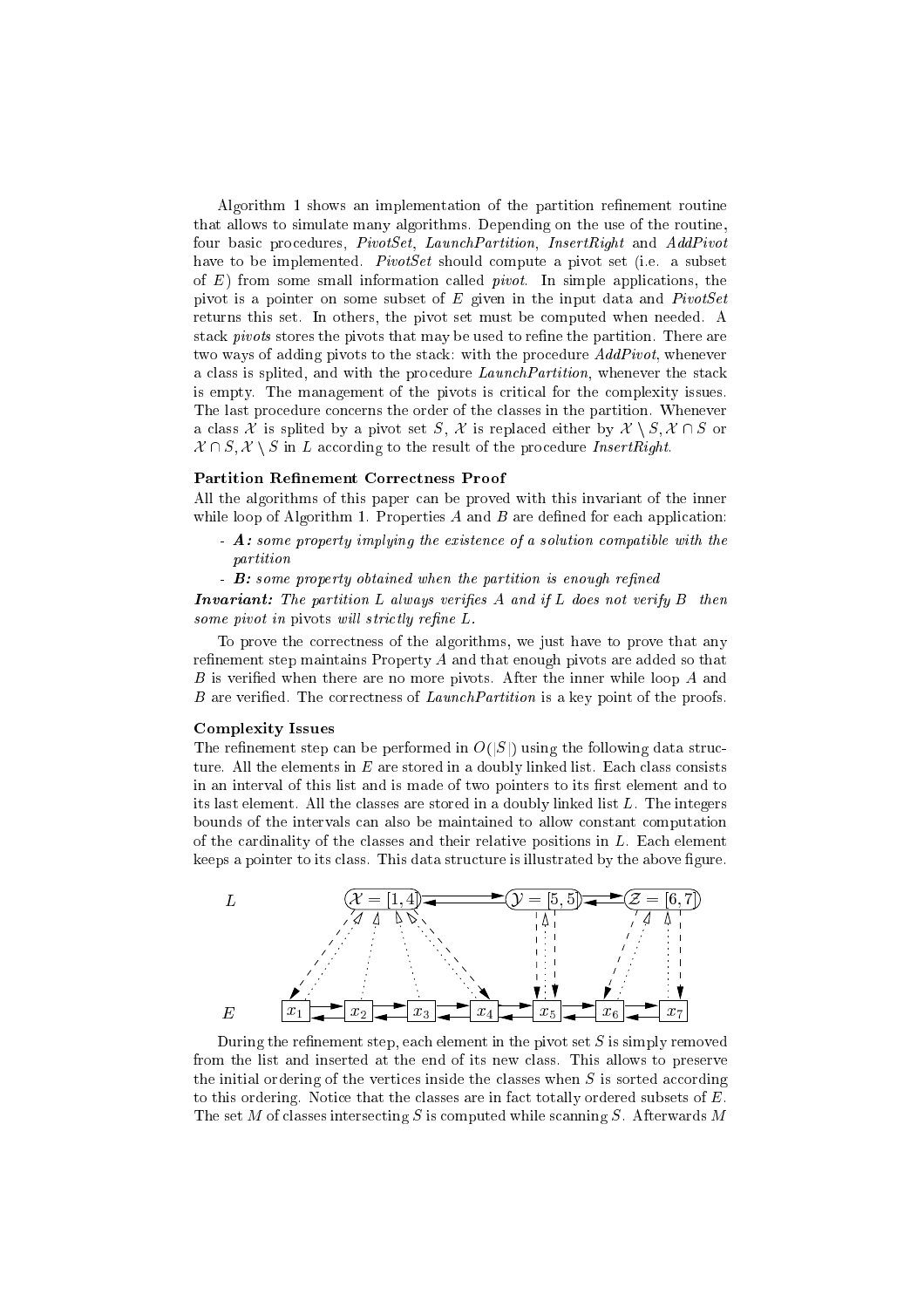Algorithm 1 shows an implementation of the partition refinement routine that allows to simulate many algorithms. Depending on the use of the routine, four basic procedures, *PivotSet*, *LaunchPartition*, *InsertRight* and *AddPivot* have to be implemented. *PivotSet* should compute a pivot set (i.e. a subset of $E$) from some small information called *pivot*. In simple applications, the pivot is a pointer on some subset of $E$ given in the input data and *PivotSet* returns this set. In others, the pivot set must be computed when needed. A stack *pivots* stores the pivots that may be used to refine the partition. There are two ways of adding pivots to the stack: with the procedure *AddPivot*, whenever a class is splited, and with the procedure *LaunchPartition*, whenever the stack is empty. The management of the pivots is critical for the complexity issues. The last procedure concerns the order of the classes in the partition. Whenever a class $\mathcal{X}$ is splited by a pivot set $S$, $\mathcal{X}$ is replaced either by $\mathcal{X} \setminus S, \mathcal{X} \cap S$ or $\mathcal{X} \cap S, \mathcal{X} \setminus S$ in $L$ according to the result of the procedure *InsertRight*.

**Partition Refinement Correctness Proof**

All the algorithms of this paper can be proved with this invariant of the inner while loop of Algorithm 1. Properties $A$ and $B$ are defined for each application:

- ***A:*** *some property implying the existence of a solution compatible with the partition*
- ***B:*** *some property obtained when the partition is enough refined*

***Invariant:*** *The partition $L$ always verifies $A$ and if $L$ does not verify $B$ then some pivot in* pivots *will strictly refine $L$.*

To prove the correctness of the algorithms, we just have to prove that any refinement step maintains Property $A$ and that enough pivots are added so that $B$ is verified when there are no more pivots. After the inner while loop $A$ and $B$ are verified. The correctness of *LaunchPartition* is a key point of the proofs.

**Complexity Issues**

The refinement step can be performed in $O(|S|)$ using the following data structure. All the elements in $E$ are stored in a doubly linked list. Each class consists in an interval of this list and is made of two pointers to its first element and to its last element. All the classes are stored in a doubly linked list $L$. The integers bounds of the intervals can also be maintained to allow constant computation of the cardinality of the classes and their relative positions in $L$. Each element keeps a pointer to its class. This data structure is illustrated by the above figure.

$L$: $\mathcal{X} = [1, 4]$ ⇄ $\mathcal{Y} = [5, 5]$ ⇄ $\mathcal{Z} = [6, 7]$

$E$: $x_1$ ⇄ $x_2$ ⇄ $x_3$ ⇄ $x_4$ ⇄ $x_5$ ⇄ $x_6$ ⇄ $x_7$

During the refinement step, each element in the pivot set $S$ is simply removed from the list and inserted at the end of its new class. This allows to preserve the initial ordering of the vertices inside the classes when $S$ is sorted according to this ordering. Notice that the classes are in fact totally ordered subsets of $E$. The set $M$ of classes intersecting $S$ is computed while scanning $S$. Afterwards $M$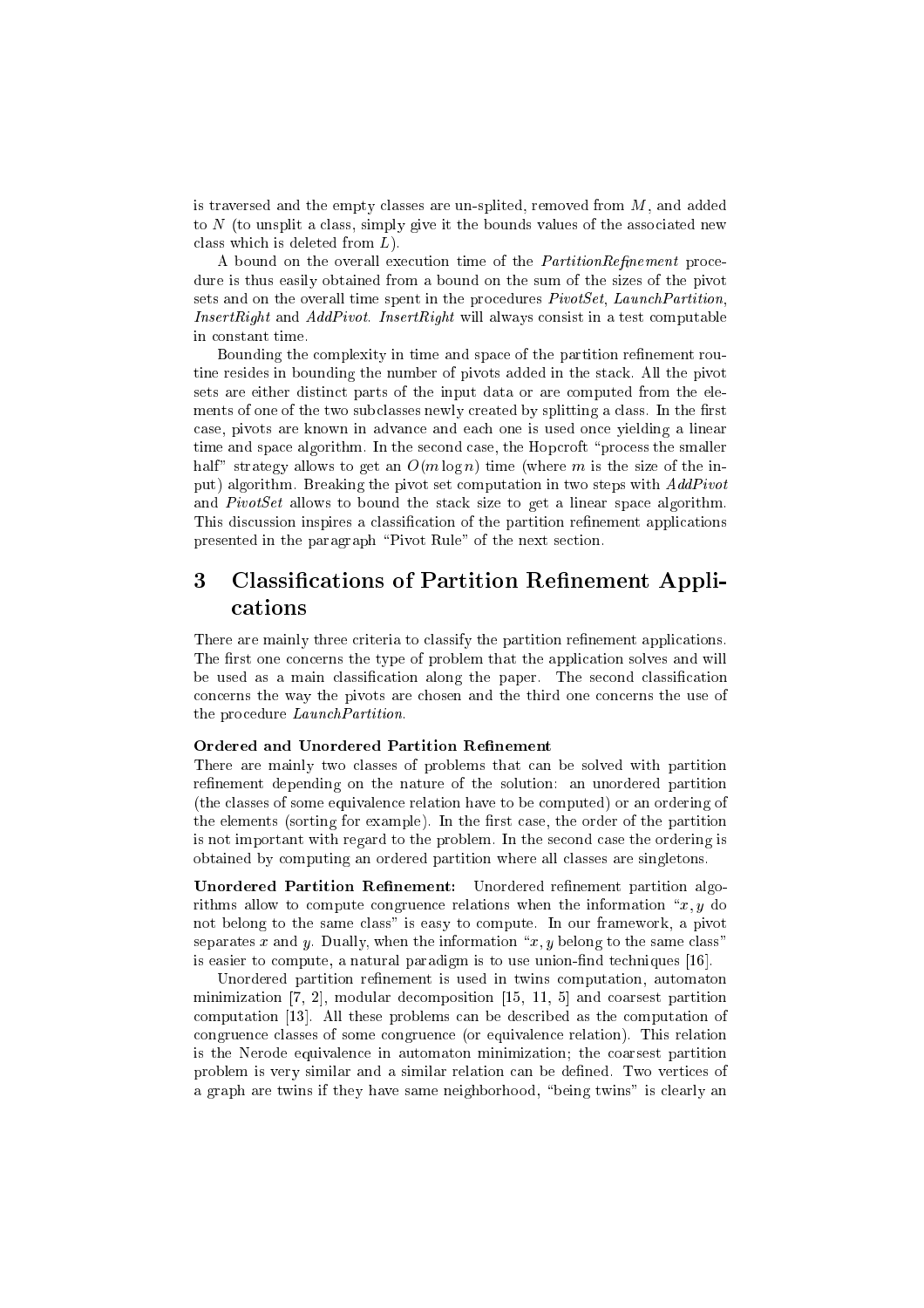is traversed and the empty classes are un-splited, removed from $M$, and added to $N$ (to unsplit a class, simply give it the bounds values of the associated new class which is deleted from $L$).

A bound on the overall execution time of the *PartitionRefinement* procedure is thus easily obtained from a bound on the sum of the sizes of the pivot sets and on the overall time spent in the procedures *PivotSet*, *LaunchPartition*, *InsertRight* and *AddPivot*. *InsertRight* will always consist in a test computable in constant time.

Bounding the complexity in time and space of the partition refinement routine resides in bounding the number of pivots added in the stack. All the pivot sets are either distinct parts of the input data or are computed from the elements of one of the two subclasses newly created by splitting a class. In the first case, pivots are known in advance and each one is used once yielding a linear time and space algorithm. In the second case, the Hopcroft "process the smaller half" strategy allows to get an $O(m \log n)$ time (where $m$ is the size of the input) algorithm. Breaking the pivot set computation in two steps with *AddPivot* and *PivotSet* allows to bound the stack size to get a linear space algorithm. This discussion inspires a classification of the partition refinement applications presented in the paragraph "Pivot Rule" of the next section.

# 3 Classifications of Partition Refinement Applications

There are mainly three criteria to classify the partition refinement applications. The first one concerns the type of problem that the application solves and will be used as a main classification along the paper. The second classification concerns the way the pivots are chosen and the third one concerns the use of the procedure *LaunchPartition*.

**Ordered and Unordered Partition Refinement**

There are mainly two classes of problems that can be solved with partition refinement depending on the nature of the solution: an unordered partition (the classes of some equivalence relation have to be computed) or an ordering of the elements (sorting for example). In the first case, the order of the partition is not important with regard to the problem. In the second case the ordering is obtained by computing an ordered partition where all classes are singletons.

**Unordered Partition Refinement:** Unordered refinement partition algorithms allow to compute congruence relations when the information "$x, y$ do not belong to the same class" is easy to compute. In our framework, a pivot separates $x$ and $y$. Dually, when the information "$x, y$ belong to the same class" is easier to compute, a natural paradigm is to use union-find techniques [16].

Unordered partition refinement is used in twins computation, automaton minimization [7, 2], modular decomposition [15, 11, 5] and coarsest partition computation [13]. All these problems can be described as the computation of congruence classes of some congruence (or equivalence relation). This relation is the Nerode equivalence in automaton minimization; the coarsest partition problem is very similar and a similar relation can be defined. Two vertices of a graph are twins if they have same neighborhood, "being twins" is clearly an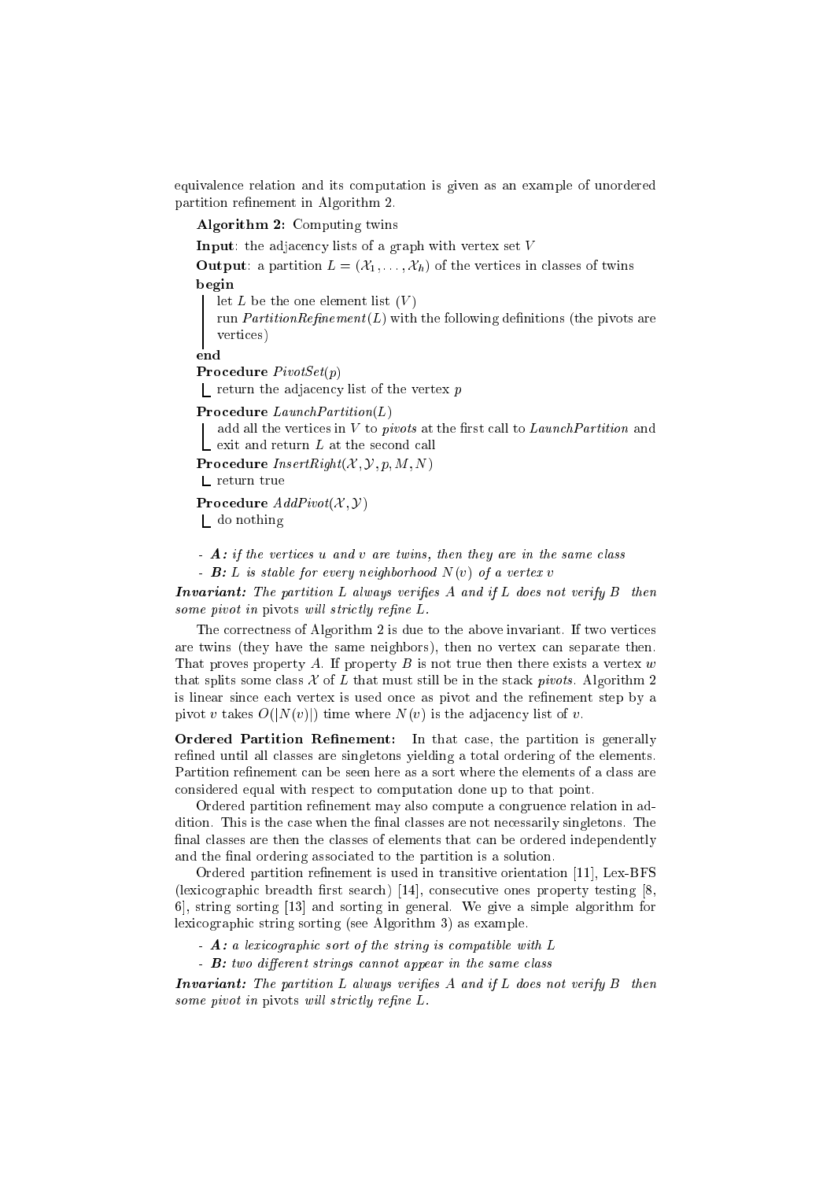equivalence relation and its computation is given as an example of unordered partition refinement in Algorithm 2.

**Algorithm 2:** Computing twins

**Input**: the adjacency lists of a graph with vertex set $V$

**Output**: a partition $L = (\mathcal{X}_1, \ldots, \mathcal{X}_h)$ of the vertices in classes of twins

**begin**

- let $L$ be the one element list $(V)$
- run *PartitionRefinement*$(L)$ with the following definitions (the pivots are vertices)

**end**

**Procedure** *PivotSet*$(p)$

- return the adjacency list of the vertex $p$

**Procedure** *LaunchPartition*$(L)$

- add all the vertices in $V$ to *pivots* at the first call to *LaunchPartition* and exit and return $L$ at the second call

**Procedure** *InsertRight*$(\mathcal{X}, \mathcal{Y}, p, M, N)$

- return true

**Procedure** *AddPivot*$(\mathcal{X}, \mathcal{Y})$

- do nothing

- ***A:*** *if the vertices $u$ and $v$ are twins, then they are in the same class*
- ***B:*** *$L$ is stable for every neighborhood $N(v)$ of a vertex $v$*

***Invariant:*** *The partition $L$ always verifies $A$ and if $L$ does not verify $B$ then some pivot in* pivots *will strictly refine $L$.*

The correctness of Algorithm 2 is due to the above invariant. If two vertices are twins (they have the same neighbors), then no vertex can separate then. That proves property $A$. If property $B$ is not true then there exists a vertex $w$ that splits some class $\mathcal{X}$ of $L$ that must still be in the stack *pivots*. Algorithm 2 is linear since each vertex is used once as pivot and the refinement step by a pivot $v$ takes $O(|N(v)|)$ time where $N(v)$ is the adjacency list of $v$.

**Ordered Partition Refinement:** In that case, the partition is generally refined until all classes are singletons yielding a total ordering of the elements. Partition refinement can be seen here as a sort where the elements of a class are considered equal with respect to computation done up to that point.

Ordered partition refinement may also compute a congruence relation in addition. This is the case when the final classes are not necessarily singletons. The final classes are then the classes of elements that can be ordered independently and the final ordering associated to the partition is a solution.

Ordered partition refinement is used in transitive orientation [11], Lex-BFS (lexicographic breadth first search) [14], consecutive ones property testing [8, 6], string sorting [13] and sorting in general. We give a simple algorithm for lexicographic string sorting (see Algorithm 3) as example.

- ***A:*** *a lexicographic sort of the string is compatible with $L$*
- ***B:*** *two different strings cannot appear in the same class*

***Invariant:*** *The partition $L$ always verifies $A$ and if $L$ does not verify $B$ then some pivot in* pivots *will strictly refine $L$.*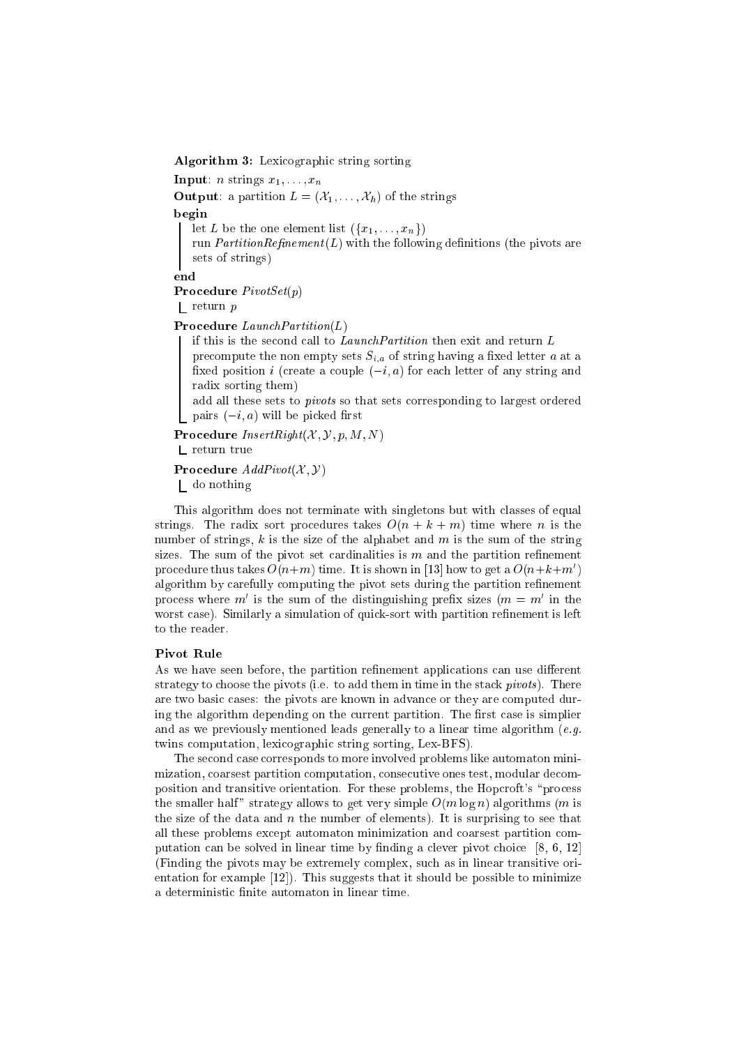**Algorithm 3:** Lexicographic string sorting

**Input**: $n$ strings $x_1, \ldots, x_n$

**Output**: a partition $L = (\mathcal{X}_1, \ldots, \mathcal{X}_h)$ of the strings

**begin**

  let $L$ be the one element list $(\{x_1, \ldots, x_n\})$
  run *PartitionRefinement*$(L)$ with the following definitions (the pivots are sets of strings)

**end**

**Procedure** *PivotSet*$(p)$

  return $p$

**Procedure** *LaunchPartition*$(L)$

  if this is the second call to *LaunchPartition* then exit and return $L$
  precompute the non empty sets $S_{i,a}$ of string having a fixed letter $a$ at a fixed position $i$ (create a couple $(-i, a)$ for each letter of any string and radix sorting them)
  add all these sets to *pivots* so that sets corresponding to largest ordered pairs $(-i, a)$ will be picked first

**Procedure** *InsertRight*$(\mathcal{X}, \mathcal{Y}, p, M, N)$

  return true

**Procedure** *AddPivot*$(\mathcal{X}, \mathcal{Y})$

  do nothing

This algorithm does not terminate with singletons but with classes of equal strings. The radix sort procedures takes $O(n + k + m)$ time where $n$ is the number of strings, $k$ is the size of the alphabet and $m$ is the sum of the string sizes. The sum of the pivot set cardinalities is $m$ and the partition refinement procedure thus takes $O(n+m)$ time. It is shown in [13] how to get a $O(n+k+m')$ algorithm by carefully computing the pivot sets during the partition refinement process where $m'$ is the sum of the distinguishing prefix sizes ($m = m'$ in the worst case). Similarly a simulation of quick-sort with partition refinement is left to the reader.

**Pivot Rule**

As we have seen before, the partition refinement applications can use different strategy to choose the pivots (i.e. to add them in time in the stack *pivots*). There are two basic cases: the pivots are known in advance or they are computed during the algorithm depending on the current partition. The first case is simplier and as we previously mentioned leads generally to a linear time algorithm (*e.g.* twins computation, lexicographic string sorting, Lex-BFS).

The second case corresponds to more involved problems like automaton minimization, coarsest partition computation, consecutive ones test, modular decomposition and transitive orientation. For these problems, the Hopcroft's "process the smaller half" strategy allows to get very simple $O(m \log n)$ algorithms ($m$ is the size of the data and $n$ the number of elements). It is surprising to see that all these problems except automaton minimization and coarsest partition computation can be solved in linear time by finding a clever pivot choice [8, 6, 12] (Finding the pivots may be extremely complex, such as in linear transitive orientation for example [12]). This suggests that it should be possible to minimize a deterministic finite automaton in linear time.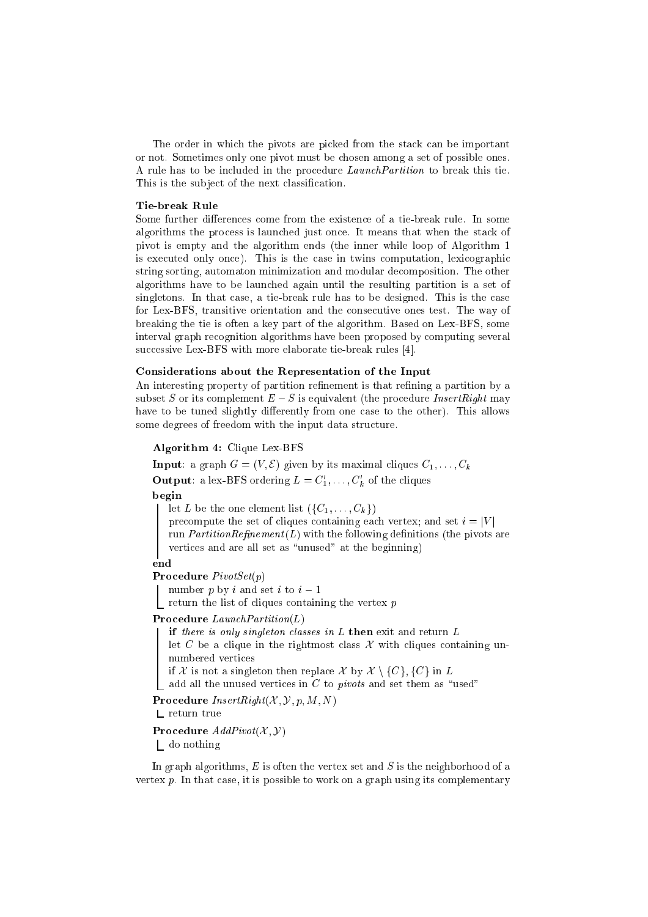The order in which the pivots are picked from the stack can be important or not. Sometimes only one pivot must be chosen among a set of possible ones. A rule has to be included in the procedure *LaunchPartition* to break this tie. This is the subject of the next classification.

**Tie-break Rule**

Some further differences come from the existence of a tie-break rule. In some algorithms the process is launched just once. It means that when the stack of pivot is empty and the algorithm ends (the inner while loop of Algorithm 1 is executed only once). This is the case in twins computation, lexicographic string sorting, automaton minimization and modular decomposition. The other algorithms have to be launched again until the resulting partition is a set of singletons. In that case, a tie-break rule has to be designed. This is the case for Lex-BFS, transitive orientation and the consecutive ones test. The way of breaking the tie is often a key part of the algorithm. Based on Lex-BFS, some interval graph recognition algorithms have been proposed by computing several successive Lex-BFS with more elaborate tie-break rules [4].

**Considerations about the Representation of the Input**

An interesting property of partition refinement is that refining a partition by a subset $S$ or its complement $E - S$ is equivalent (the procedure *InsertRight* may have to be tuned slightly differently from one case to the other). This allows some degrees of freedom with the input data structure.

**Algorithm 4:** Clique Lex-BFS

**Input**: a graph $G = (V, \mathcal{E})$ given by its maximal cliques $C_1, \ldots, C_k$

**Output**: a lex-BFS ordering $L = C'_1, \ldots, C'_k$ of the cliques

**begin**

- let $L$ be the one element list $(\{C_1, \ldots, C_k\})$
- precompute the set of cliques containing each vertex; and set $i = |V|$
- run *PartitionRefinement*$(L)$ with the following definitions (the pivots are vertices and are all set as "unused" at the beginning)

**end**

**Procedure** *PivotSet*$(p)$

- number $p$ by $i$ and set $i$ to $i - 1$
- return the list of cliques containing the vertex $p$

**Procedure** *LaunchPartition*$(L)$

- **if** *there is only singleton classes in $L$* **then** exit and return $L$
- let $C$ be a clique in the rightmost class $\mathcal{X}$ with cliques containing unnumbered vertices
- if $\mathcal{X}$ is not a singleton then replace $\mathcal{X}$ by $\mathcal{X} \setminus \{C\}, \{C\}$ in $L$
- add all the unused vertices in $C$ to *pivots* and set them as "used"

**Procedure** *InsertRight*$(\mathcal{X}, \mathcal{Y}, p, M, N)$

- return true

**Procedure** *AddPivot*$(\mathcal{X}, \mathcal{Y})$

- do nothing

In graph algorithms, $E$ is often the vertex set and $S$ is the neighborhood of a vertex $p$. In that case, it is possible to work on a graph using its complementary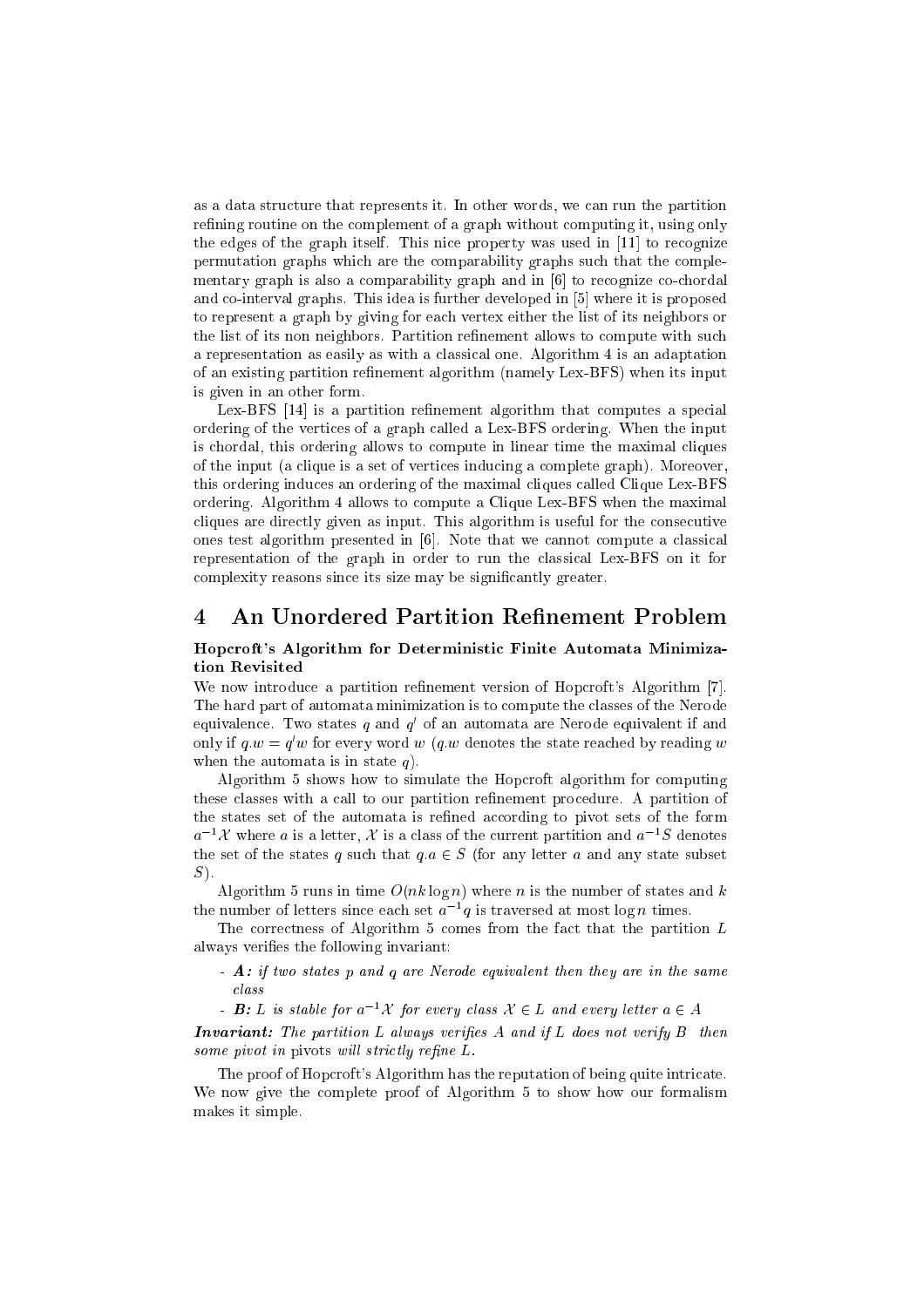as a data structure that represents it. In other words, we can run the partition refining routine on the complement of a graph without computing it, using only the edges of the graph itself. This nice property was used in [11] to recognize permutation graphs which are the comparability graphs such that the complementary graph is also a comparability graph and in [6] to recognize co-chordal and co-interval graphs. This idea is further developed in [5] where it is proposed to represent a graph by giving for each vertex either the list of its neighbors or the list of its non neighbors. Partition refinement allows to compute with such a representation as easily as with a classical one. Algorithm 4 is an adaptation of an existing partition refinement algorithm (namely Lex-BFS) when its input is given in an other form.

Lex-BFS [14] is a partition refinement algorithm that computes a special ordering of the vertices of a graph called a Lex-BFS ordering. When the input is chordal, this ordering allows to compute in linear time the maximal cliques of the input (a clique is a set of vertices inducing a complete graph). Moreover, this ordering induces an ordering of the maximal cliques called Clique Lex-BFS ordering. Algorithm 4 allows to compute a Clique Lex-BFS when the maximal cliques are directly given as input. This algorithm is useful for the consecutive ones test algorithm presented in [6]. Note that we cannot compute a classical representation of the graph in order to run the classical Lex-BFS on it for complexity reasons since its size may be significantly greater.

# 4 An Unordered Partition Refinement Problem

**Hopcroft's Algorithm for Deterministic Finite Automata Minimization Revisited**

We now introduce a partition refinement version of Hopcroft's Algorithm [7]. The hard part of automata minimization is to compute the classes of the Nerode equivalence. Two states $q$ and $q'$ of an automata are Nerode equivalent if and only if $q.w = q'w$ for every word $w$ ($q.w$ denotes the state reached by reading $w$ when the automata is in state $q$).

Algorithm 5 shows how to simulate the Hopcroft algorithm for computing these classes with a call to our partition refinement procedure. A partition of the states set of the automata is refined according to pivot sets of the form $a^{-1}\mathcal{X}$ where $a$ is a letter, $\mathcal{X}$ is a class of the current partition and $a^{-1}S$ denotes the set of the states $q$ such that $q.a \in S$ (for any letter $a$ and any state subset $S$).

Algorithm 5 runs in time $O(nk \log n)$ where $n$ is the number of states and $k$ the number of letters since each set $a^{-1}q$ is traversed at most $\log n$ times.

The correctness of Algorithm 5 comes from the fact that the partition $L$ always verifies the following invariant:

- ***A:*** *if two states $p$ and $q$ are Nerode equivalent then they are in the same class*
- ***B:*** *$L$ is stable for $a^{-1}\mathcal{X}$ for every class $\mathcal{X} \in L$ and every letter $a \in A$*

***Invariant:*** *The partition $L$ always verifies $A$ and if $L$ does not verify $B$ then some pivot in* pivots *will strictly refine $L$.*

The proof of Hopcroft's Algorithm has the reputation of being quite intricate. We now give the complete proof of Algorithm 5 to show how our formalism makes it simple.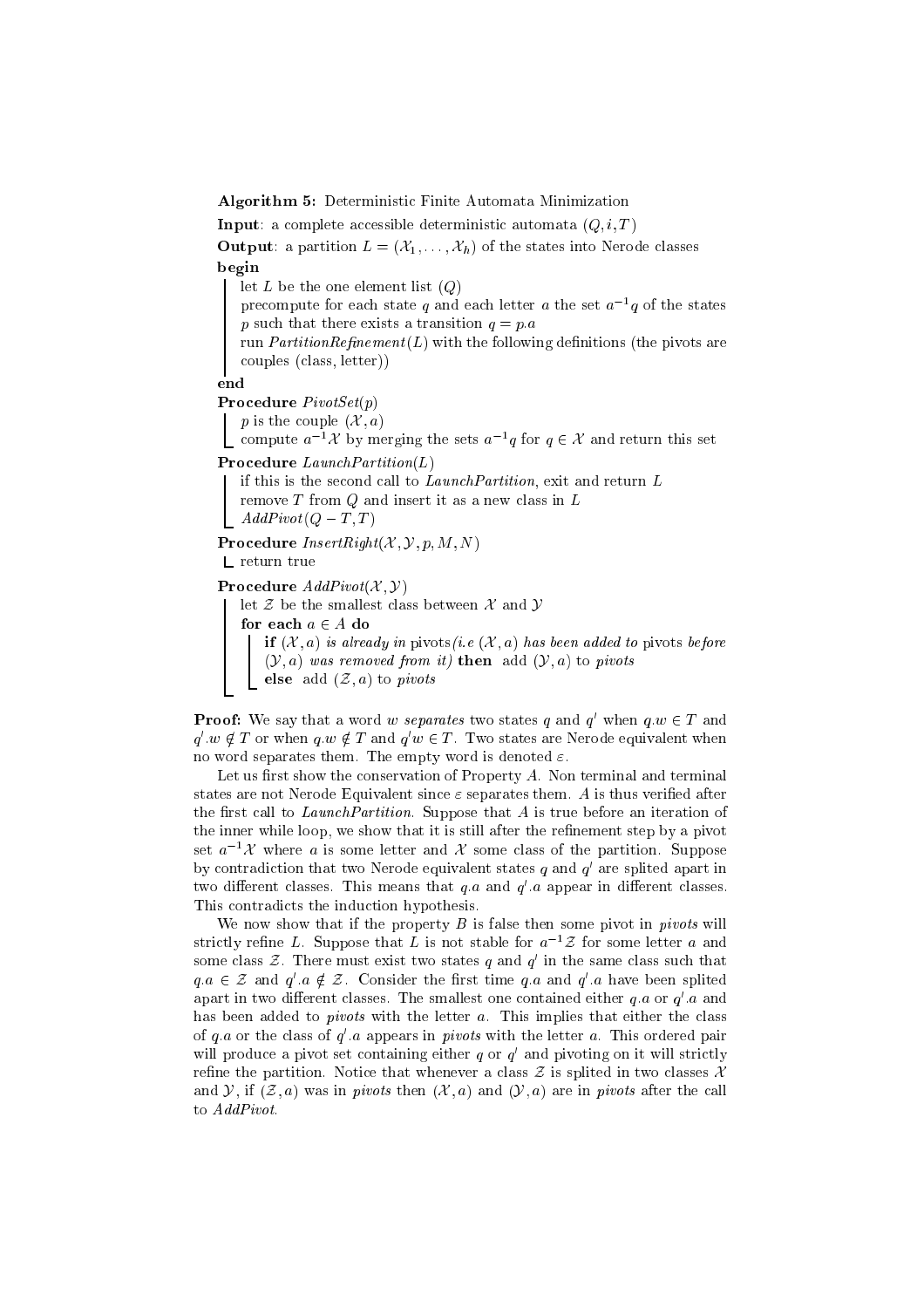**Algorithm 5:** Deterministic Finite Automata Minimization

**Input**: a complete accessible deterministic automata $(Q, i, T)$

**Output**: a partition $L = (\mathcal{X}_1, \ldots, \mathcal{X}_h)$ of the states into Nerode classes

**begin**

- let $L$ be the one element list $(Q)$
- precompute for each state $q$ and each letter $a$ the set $a^{-1}q$ of the states $p$ such that there exists a transition $q = p.a$
- run *PartitionRefinement*$(L)$ with the following definitions (the pivots are couples (class, letter))

**end**

**Procedure** *PivotSet*$(p)$

- $p$ is the couple $(\mathcal{X}, a)$
- compute $a^{-1}\mathcal{X}$ by merging the sets $a^{-1}q$ for $q \in \mathcal{X}$ and return this set

**Procedure** *LaunchPartition*$(L)$

- if this is the second call to *LaunchPartition*, exit and return $L$
- remove $T$ from $Q$ and insert it as a new class in $L$
- *AddPivot*$(Q - T, T)$

**Procedure** *InsertRight*$(\mathcal{X}, \mathcal{Y}, p, M, N)$

- return true

**Procedure** *AddPivot*$(\mathcal{X}, \mathcal{Y})$

- let $\mathcal{Z}$ be the smallest class between $\mathcal{X}$ and $\mathcal{Y}$
- **for each** $a \in A$ **do**
  - **if** $(\mathcal{X}, a)$ *is already in* pivots*(i.e* $(\mathcal{X}, a)$ *has been added to* pivots *before* $(\mathcal{Y}, a)$ *was removed from it)* **then** add $(\mathcal{Y}, a)$ to *pivots*
  - **else** add $(\mathcal{Z}, a)$ to *pivots*

**Proof:** We say that a word $w$ *separates* two states $q$ and $q'$ when $q.w \in T$ and $q'.w \notin T$ or when $q.w \notin T$ and $q'w \in T$. Two states are Nerode equivalent when no word separates them. The empty word is denoted $\varepsilon$.

Let us first show the conservation of Property $A$. Non terminal and terminal states are not Nerode Equivalent since $\varepsilon$ separates them. $A$ is thus verified after the first call to *LaunchPartition*. Suppose that $A$ is true before an iteration of the inner while loop, we show that it is still after the refinement step by a pivot set $a^{-1}\mathcal{X}$ where $a$ is some letter and $\mathcal{X}$ some class of the partition. Suppose by contradiction that two Nerode equivalent states $q$ and $q'$ are splited apart in two different classes. This means that $q.a$ and $q'.a$ appear in different classes. This contradicts the induction hypothesis.

We now show that if the property $B$ is false then some pivot in *pivots* will strictly refine $L$. Suppose that $L$ is not stable for $a^{-1}\mathcal{Z}$ for some letter $a$ and some class $\mathcal{Z}$. There must exist two states $q$ and $q'$ in the same class such that $q.a \in \mathcal{Z}$ and $q'.a \notin \mathcal{Z}$. Consider the first time $q.a$ and $q'.a$ have been splited apart in two different classes. The smallest one contained either $q.a$ or $q'.a$ and has been added to *pivots* with the letter $a$. This implies that either the class of $q.a$ or the class of $q'.a$ appears in *pivots* with the letter $a$. This ordered pair will produce a pivot set containing either $q$ or $q'$ and pivoting on it will strictly refine the partition. Notice that whenever a class $\mathcal{Z}$ is splited in two classes $\mathcal{X}$ and $\mathcal{Y}$, if $(\mathcal{Z}, a)$ was in *pivots* then $(\mathcal{X}, a)$ and $(\mathcal{Y}, a)$ are in *pivots* after the call to *AddPivot*.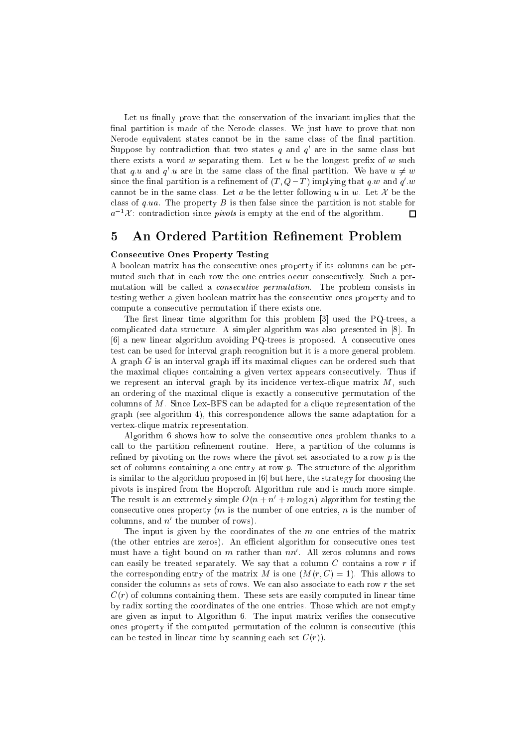Let us finally prove that the conservation of the invariant implies that the final partition is made of the Nerode classes. We just have to prove that non Nerode equivalent states cannot be in the same class of the final partition. Suppose by contradiction that two states $q$ and $q'$ are in the same class but there exists a word $w$ separating them. Let $u$ be the longest prefix of $w$ such that $q.u$ and $q'.u$ are in the same class of the final partition. We have $u \neq w$ since the final partition is a refinement of $(T, Q-T)$ implying that $q.w$ and $q'.w$ cannot be in the same class. Let $a$ be the letter following $u$ in $w$. Let $\mathcal{X}$ be the class of $q.ua$. The property $B$ is then false since the partition is not stable for $a^{-1}\mathcal{X}$: contradiction since *pivots* is empty at the end of the algorithm. □

## 5 An Ordered Partition Refinement Problem

**Consecutive Ones Property Testing**

A boolean matrix has the consecutive ones property if its columns can be permuted such that in each row the one entries occur consecutively. Such a permutation will be called a *consecutive permutation*. The problem consists in testing wether a given boolean matrix has the consecutive ones property and to compute a consecutive permutation if there exists one.

The first linear time algorithm for this problem [3] used the PQ-trees, a complicated data structure. A simpler algorithm was also presented in [8]. In [6] a new linear algorithm avoiding PQ-trees is proposed. A consecutive ones test can be used for interval graph recognition but it is a more general problem. A graph $G$ is an interval graph iff its maximal cliques can be ordered such that the maximal cliques containing a given vertex appears consecutively. Thus if we represent an interval graph by its incidence vertex-clique matrix $M$, such an ordering of the maximal clique is exactly a consecutive permutation of the columns of $M$. Since Lex-BFS can be adapted for a clique representation of the graph (see algorithm 4), this correspondence allows the same adaptation for a vertex-clique matrix representation.

Algorithm 6 shows how to solve the consecutive ones problem thanks to a call to the partition refinement routine. Here, a partition of the columns is refined by pivoting on the rows where the pivot set associated to a row $p$ is the set of columns containing a one entry at row $p$. The structure of the algorithm is similar to the algorithm proposed in [6] but here, the strategy for choosing the pivots is inspired from the Hopcroft Algorithm rule and is much more simple. The result is an extremely simple $O(n + n' + m \log n)$ algorithm for testing the consecutive ones property ($m$ is the number of one entries, $n$ is the number of columns, and $n'$ the number of rows).

The input is given by the coordinates of the $m$ one entries of the matrix (the other entries are zeros). An efficient algorithm for consecutive ones test must have a tight bound on $m$ rather than $nn'$. All zeros columns and rows can easily be treated separately. We say that a column $C$ contains a row $r$ if the corresponding entry of the matrix $M$ is one ($M(r, C) = 1$). This allows to consider the columns as sets of rows. We can also associate to each row $r$ the set $C(r)$ of columns containing them. These sets are easily computed in linear time by radix sorting the coordinates of the one entries. Those which are not empty are given as input to Algorithm 6. The input matrix verifies the consecutive ones property if the computed permutation of the column is consecutive (this can be tested in linear time by scanning each set $C(r)$).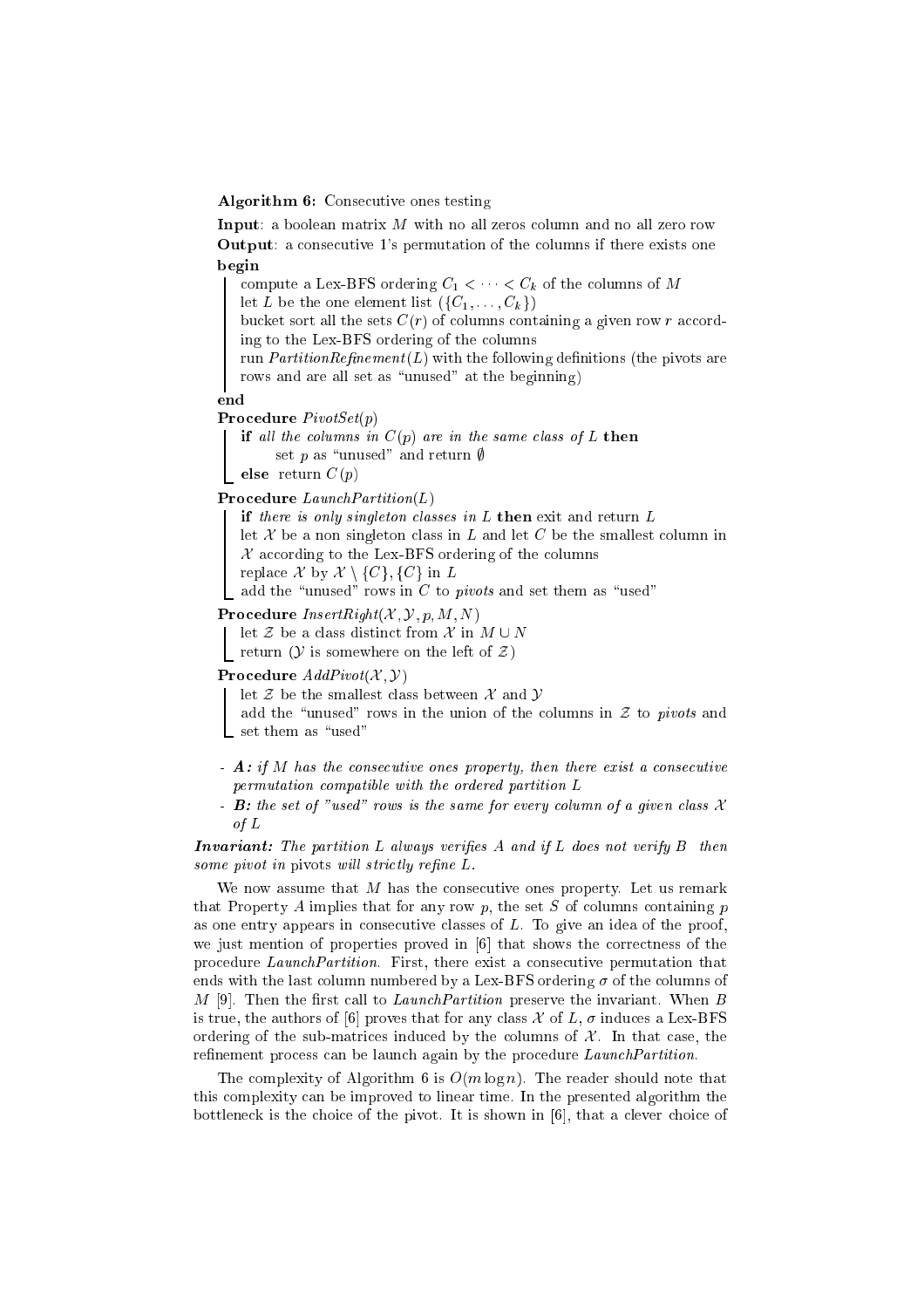**Algorithm 6:** Consecutive ones testing

**Input**: a boolean matrix $M$ with no all zeros column and no all zero row
**Output**: a consecutive 1's permutation of the columns if there exists one
**begin**

- compute a Lex-BFS ordering $C_1 < \cdots < C_k$ of the columns of $M$
- let $L$ be the one element list $(\{C_1, \ldots, C_k\})$
- bucket sort all the sets $C(r)$ of columns containing a given row $r$ according to the Lex-BFS ordering of the columns
- run *PartitionRefinement*$(L)$ with the following definitions (the pivots are rows and are all set as "unused" at the beginning)

**end**

**Procedure** *PivotSet*$(p)$

- **if** *all the columns in* $C(p)$ *are in the same class of* $L$ **then**
  - set $p$ as "unused" and return $\emptyset$
- **else** return $C(p)$

**Procedure** *LaunchPartition*$(L)$

- **if** *there is only singleton classes in* $L$ **then** exit and return $L$
- let $\mathcal{X}$ be a non singleton class in $L$ and let $C$ be the smallest column in $\mathcal{X}$ according to the Lex-BFS ordering of the columns
- replace $\mathcal{X}$ by $\mathcal{X} \setminus \{C\}, \{C\}$ in $L$
- add the "unused" rows in $C$ to *pivots* and set them as "used"

**Procedure** *InsertRight*$(\mathcal{X}, \mathcal{Y}, p, M, N)$

- let $\mathcal{Z}$ be a class distinct from $\mathcal{X}$ in $M \cup N$
- return ($\mathcal{Y}$ is somewhere on the left of $\mathcal{Z}$)

**Procedure** *AddPivot*$(\mathcal{X}, \mathcal{Y})$

- let $\mathcal{Z}$ be the smallest class between $\mathcal{X}$ and $\mathcal{Y}$
- add the "unused" rows in the union of the columns in $\mathcal{Z}$ to *pivots* and set them as "used"

- ***A:*** *if $M$ has the consecutive ones property, then there exist a consecutive permutation compatible with the ordered partition $L$*
- ***B:*** *the set of "used" rows is the same for every column of a given class $\mathcal{X}$ of $L$*

***Invariant:*** *The partition $L$ always verifies $A$ and if $L$ does not verify $B$ then some pivot in* pivots *will strictly refine $L$.*

We now assume that $M$ has the consecutive ones property. Let us remark that Property $A$ implies that for any row $p$, the set $S$ of columns containing $p$ as one entry appears in consecutive classes of $L$. To give an idea of the proof, we just mention of properties proved in [6] that shows the correctness of the procedure *LaunchPartition*. First, there exist a consecutive permutation that ends with the last column numbered by a Lex-BFS ordering $\sigma$ of the columns of $M$ [9]. Then the first call to *LaunchPartition* preserve the invariant. When $B$ is true, the authors of [6] proves that for any class $\mathcal{X}$ of $L$, $\sigma$ induces a Lex-BFS ordering of the sub-matrices induced by the columns of $\mathcal{X}$. In that case, the refinement process can be launch again by the procedure *LaunchPartition*.

The complexity of Algorithm 6 is $O(m \log n)$. The reader should note that this complexity can be improved to linear time. In the presented algorithm the bottleneck is the choice of the pivot. It is shown in [6], that a clever choice of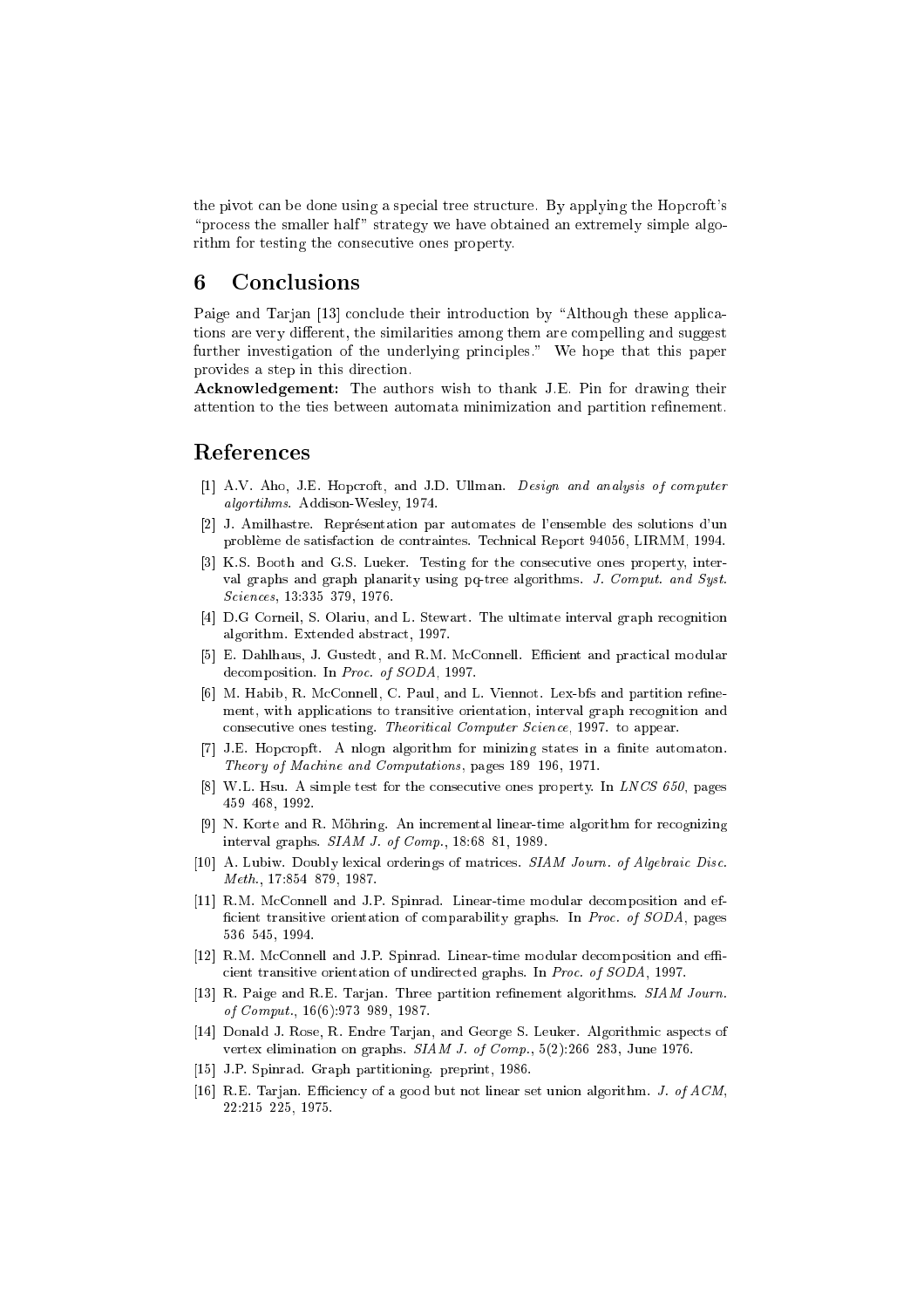the pivot can be done using a special tree structure. By applying the Hopcroft's "process the smaller half" strategy we have obtained an extremely simple algorithm for testing the consecutive ones property.

## 6 Conclusions

Paige and Tarjan [13] conclude their introduction by "Although these applications are very different, the similarities among them are compelling and suggest further investigation of the underlying principles." We hope that this paper provides a step in this direction.

**Acknowledgement:** The authors wish to thank J.E. Pin for drawing their attention to the ties between automata minimization and partition refinement.

## References

[1] A.V. Aho, J.E. Hopcroft, and J.D. Ullman. *Design and analysis of computer algortihms*. Addison-Wesley, 1974.

[2] J. Amilhastre. Représentation par automates de l'ensemble des solutions d'un problème de satisfaction de contraintes. Technical Report 94056, LIRMM, 1994.

[3] K.S. Booth and G.S. Lueker. Testing for the consecutive ones property, interval graphs and graph planarity using pq-tree algorithms. *J. Comput. and Syst. Sciences*, 13:335 379, 1976.

[4] D.G Corneil, S. Olariu, and L. Stewart. The ultimate interval graph recognition algorithm. Extended abstract, 1997.

[5] E. Dahlhaus, J. Gustedt, and R.M. McConnell. Efficient and practical modular decomposition. In *Proc. of SODA*, 1997.

[6] M. Habib, R. McConnell, C. Paul, and L. Viennot. Lex-bfs and partition refinement, with applications to transitive orientation, interval graph recognition and consecutive ones testing. *Theoritical Computer Science*, 1997. to appear.

[7] J.E. Hopcropft. A nlogn algorithm for minizing states in a finite automaton. *Theory of Machine and Computations*, pages 189 196, 1971.

[8] W.L. Hsu. A simple test for the consecutive ones property. In *LNCS 650*, pages 459 468, 1992.

[9] N. Korte and R. Möhring. An incremental linear-time algorithm for recognizing interval graphs. *SIAM J. of Comp.*, 18:68 81, 1989.

[10] A. Lubiw. Doubly lexical orderings of matrices. *SIAM Journ. of Algebraic Disc. Meth.*, 17:854 879, 1987.

[11] R.M. McConnell and J.P. Spinrad. Linear-time modular decomposition and efficient transitive orientation of comparability graphs. In *Proc. of SODA*, pages 536 545, 1994.

[12] R.M. McConnell and J.P. Spinrad. Linear-time modular decomposition and efficient transitive orientation of undirected graphs. In *Proc. of SODA*, 1997.

[13] R. Paige and R.E. Tarjan. Three partition refinement algorithms. *SIAM Journ. of Comput.*, 16(6):973 989, 1987.

[14] Donald J. Rose, R. Endre Tarjan, and George S. Leuker. Algorithmic aspects of vertex elimination on graphs. *SIAM J. of Comp.*, 5(2):266 283, June 1976.

[15] J.P. Spinrad. Graph partitioning. preprint, 1986.

[16] R.E. Tarjan. Efficiency of a good but not linear set union algorithm. *J. of ACM*, 22:215 225, 1975.